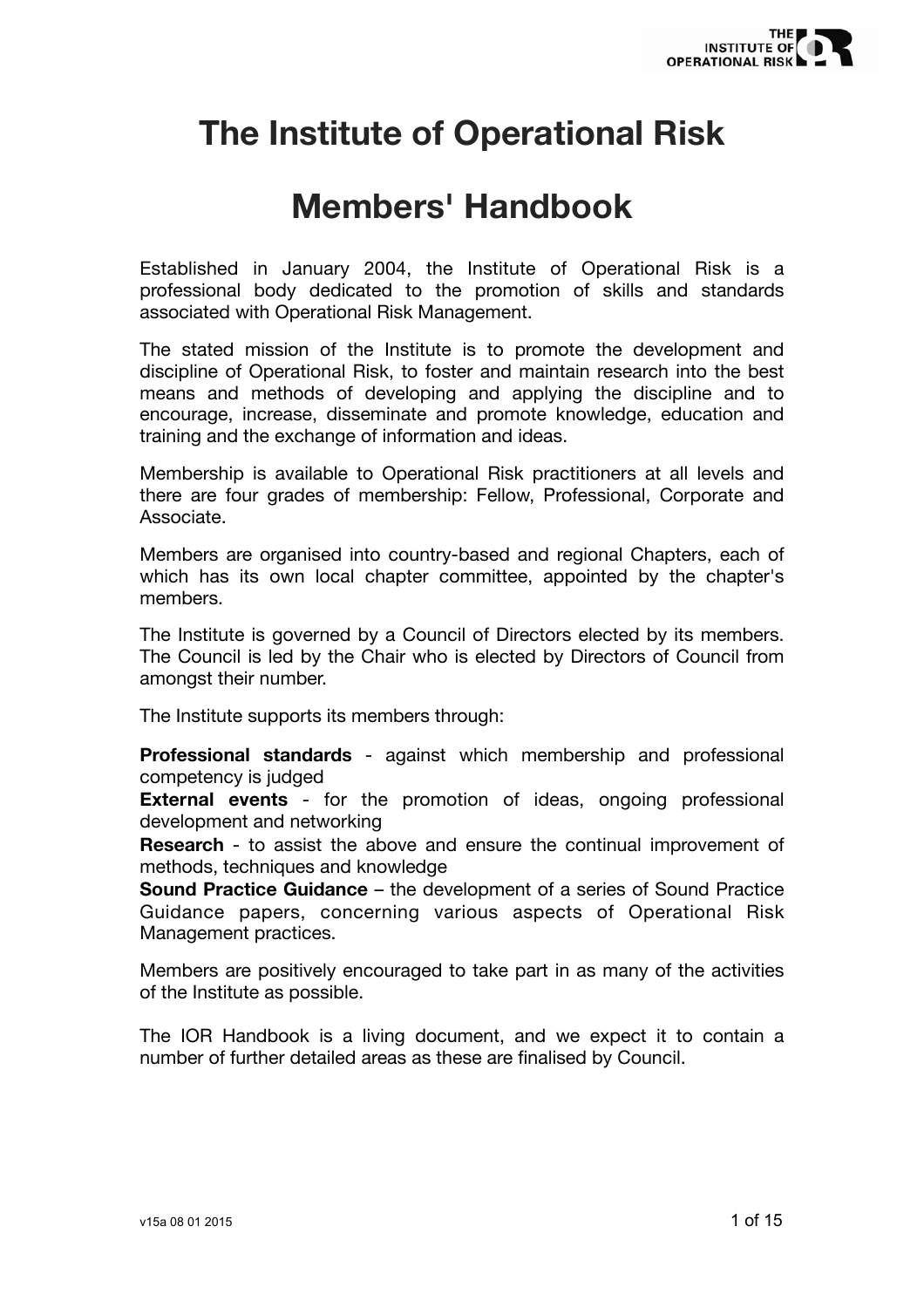# The Institute of Operational Risk

# Members' Handbook

Established in January 2004, the Institute of Operational Risk is a professional body dedicated to the promotion of skills and standards associated with Operational Risk Management.

The stated mission of the Institute is to promote the development and discipline of Operational Risk, to foster and maintain research into the best means and methods of developing and applying the discipline and to encourage, increase, disseminate and promote knowledge, education and training and the exchange of information and ideas.

Membership is available to Operational Risk practitioners at all levels and there are four grades of membership: Fellow, Professional, Corporate and Associate.

Members are organised into country-based and regional Chapters, each of which has its own local chapter committee, appointed by the chapter's members.

The Institute is governed by a Council of Directors elected by its members. The Council is led by the Chair who is elected by Directors of Council from amongst their number.

The Institute supports its members through:

**Professional standards** - against which membership and professional competency is judged
**External events** - for the promotion of ideas, ongoing professional development and networking
**Research** - to assist the above and ensure the continual improvement of methods, techniques and knowledge
**Sound Practice Guidance** – the development of a series of Sound Practice Guidance papers, concerning various aspects of Operational Risk Management practices.

Members are positively encouraged to take part in as many of the activities of the Institute as possible.

The IOR Handbook is a living document, and we expect it to contain a number of further detailed areas as these are finalised by Council.

v15a 08 01 2015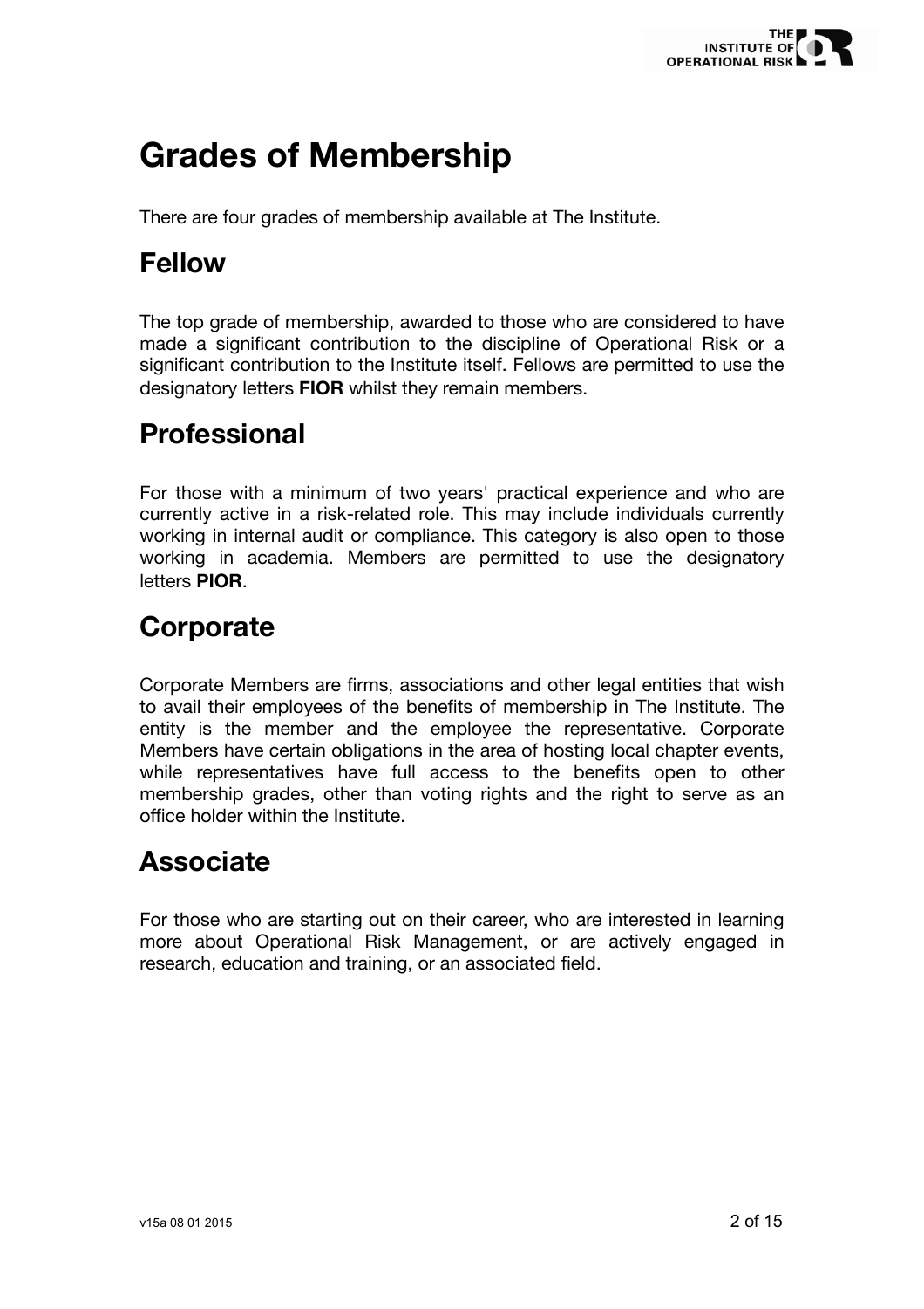# Grades of Membership

There are four grades of membership available at The Institute.

## Fellow

The top grade of membership, awarded to those who are considered to have made a significant contribution to the discipline of Operational Risk or a significant contribution to the Institute itself. Fellows are permitted to use the designatory letters **FIOR** whilst they remain members.

## Professional

For those with a minimum of two years' practical experience and who are currently active in a risk-related role. This may include individuals currently working in internal audit or compliance. This category is also open to those working in academia. Members are permitted to use the designatory letters **PIOR**.

## Corporate

Corporate Members are firms, associations and other legal entities that wish to avail their employees of the benefits of membership in The Institute. The entity is the member and the employee the representative. Corporate Members have certain obligations in the area of hosting local chapter events, while representatives have full access to the benefits open to other membership grades, other than voting rights and the right to serve as an office holder within the Institute.

## Associate

For those who are starting out on their career, who are interested in learning more about Operational Risk Management, or are actively engaged in research, education and training, or an associated field.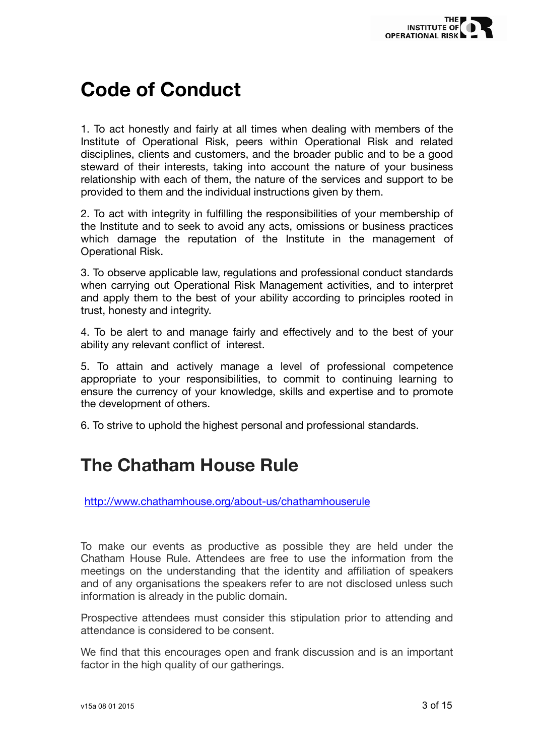# Code of Conduct

1. To act honestly and fairly at all times when dealing with members of the Institute of Operational Risk, peers within Operational Risk and related disciplines, clients and customers, and the broader public and to be a good steward of their interests, taking into account the nature of your business relationship with each of them, the nature of the services and support to be provided to them and the individual instructions given by them.

2. To act with integrity in fulfilling the responsibilities of your membership of the Institute and to seek to avoid any acts, omissions or business practices which damage the reputation of the Institute in the management of Operational Risk.

3. To observe applicable law, regulations and professional conduct standards when carrying out Operational Risk Management activities, and to interpret and apply them to the best of your ability according to principles rooted in trust, honesty and integrity.

4. To be alert to and manage fairly and effectively and to the best of your ability any relevant conflict of interest.

5. To attain and actively manage a level of professional competence appropriate to your responsibilities, to commit to continuing learning to ensure the currency of your knowledge, skills and expertise and to promote the development of others.

6. To strive to uphold the highest personal and professional standards.

# The Chatham House Rule

http://www.chathamhouse.org/about-us/chathamhouserule

To make our events as productive as possible they are held under the Chatham House Rule. Attendees are free to use the information from the meetings on the understanding that the identity and affiliation of speakers and of any organisations the speakers refer to are not disclosed unless such information is already in the public domain.

Prospective attendees must consider this stipulation prior to attending and attendance is considered to be consent.

We find that this encourages open and frank discussion and is an important factor in the high quality of our gatherings.

v15a 08 01 2015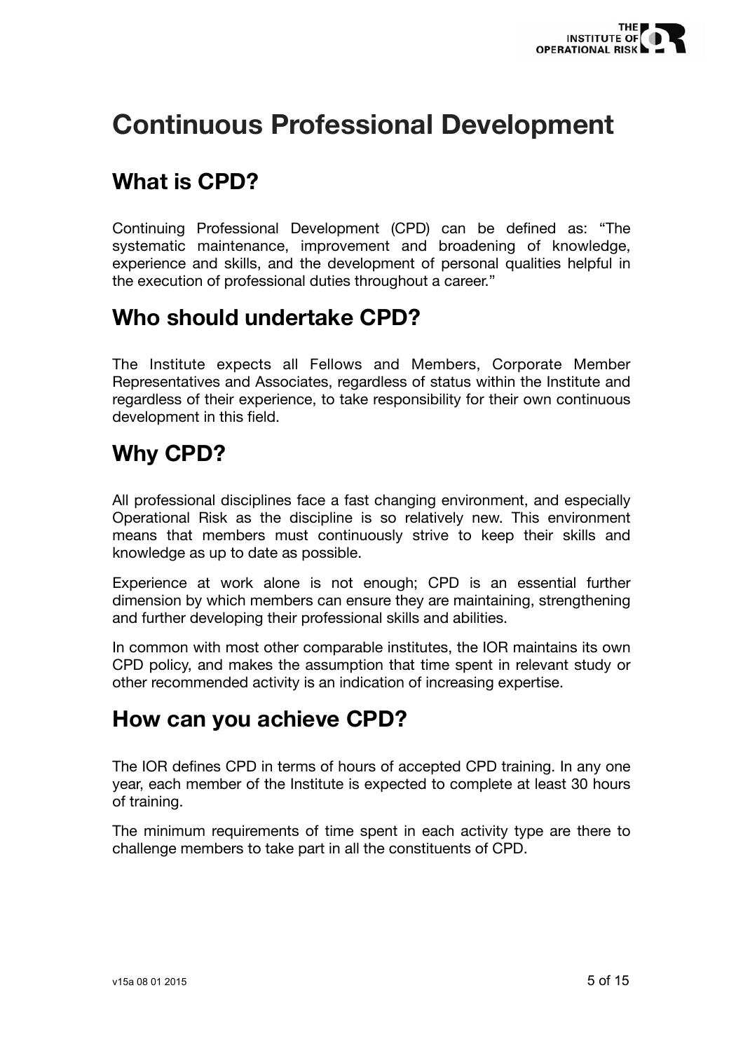# Continuous Professional Development

## What is CPD?

Continuing Professional Development (CPD) can be defined as: “The systematic maintenance, improvement and broadening of knowledge, experience and skills, and the development of personal qualities helpful in the execution of professional duties throughout a career.”

## Who should undertake CPD?

The Institute expects all Fellows and Members, Corporate Member Representatives and Associates, regardless of status within the Institute and regardless of their experience, to take responsibility for their own continuous development in this field.

## Why CPD?

All professional disciplines face a fast changing environment, and especially Operational Risk as the discipline is so relatively new. This environment means that members must continuously strive to keep their skills and knowledge as up to date as possible.

Experience at work alone is not enough; CPD is an essential further dimension by which members can ensure they are maintaining, strengthening and further developing their professional skills and abilities.

In common with most other comparable institutes, the IOR maintains its own CPD policy, and makes the assumption that time spent in relevant study or other recommended activity is an indication of increasing expertise.

## How can you achieve CPD?

The IOR defines CPD in terms of hours of accepted CPD training. In any one year, each member of the Institute is expected to complete at least 30 hours of training.

The minimum requirements of time spent in each activity type are there to challenge members to take part in all the constituents of CPD.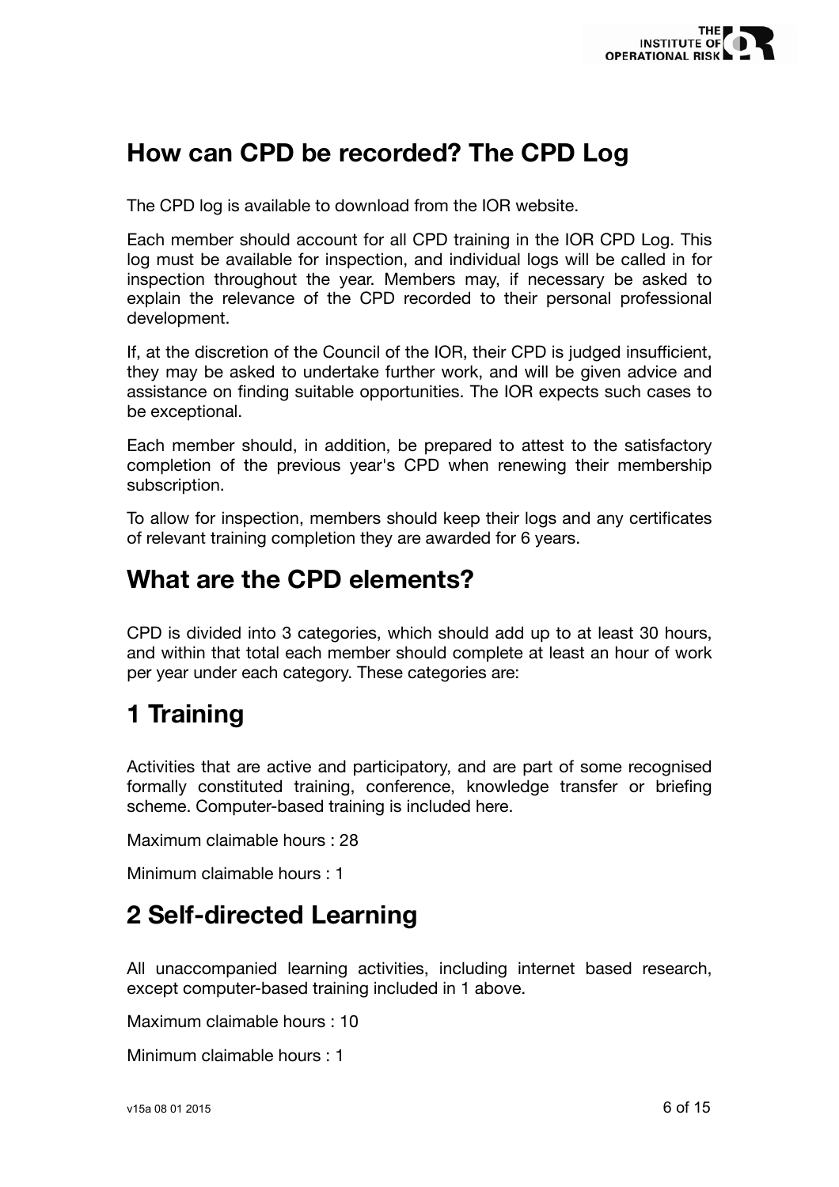## How can CPD be recorded? The CPD Log

The CPD log is available to download from the IOR website.

Each member should account for all CPD training in the IOR CPD Log. This log must be available for inspection, and individual logs will be called in for inspection throughout the year. Members may, if necessary be asked to explain the relevance of the CPD recorded to their personal professional development.

If, at the discretion of the Council of the IOR, their CPD is judged insufficient, they may be asked to undertake further work, and will be given advice and assistance on finding suitable opportunities. The IOR expects such cases to be exceptional.

Each member should, in addition, be prepared to attest to the satisfactory completion of the previous year's CPD when renewing their membership subscription.

To allow for inspection, members should keep their logs and any certificates of relevant training completion they are awarded for 6 years.

## What are the CPD elements?

CPD is divided into 3 categories, which should add up to at least 30 hours, and within that total each member should complete at least an hour of work per year under each category. These categories are:

## 1 Training

Activities that are active and participatory, and are part of some recognised formally constituted training, conference, knowledge transfer or briefing scheme. Computer-based training is included here.

Maximum claimable hours : 28

Minimum claimable hours : 1

## 2 Self-directed Learning

All unaccompanied learning activities, including internet based research, except computer-based training included in 1 above.

Maximum claimable hours : 10

Minimum claimable hours : 1

v15a 08 01 2015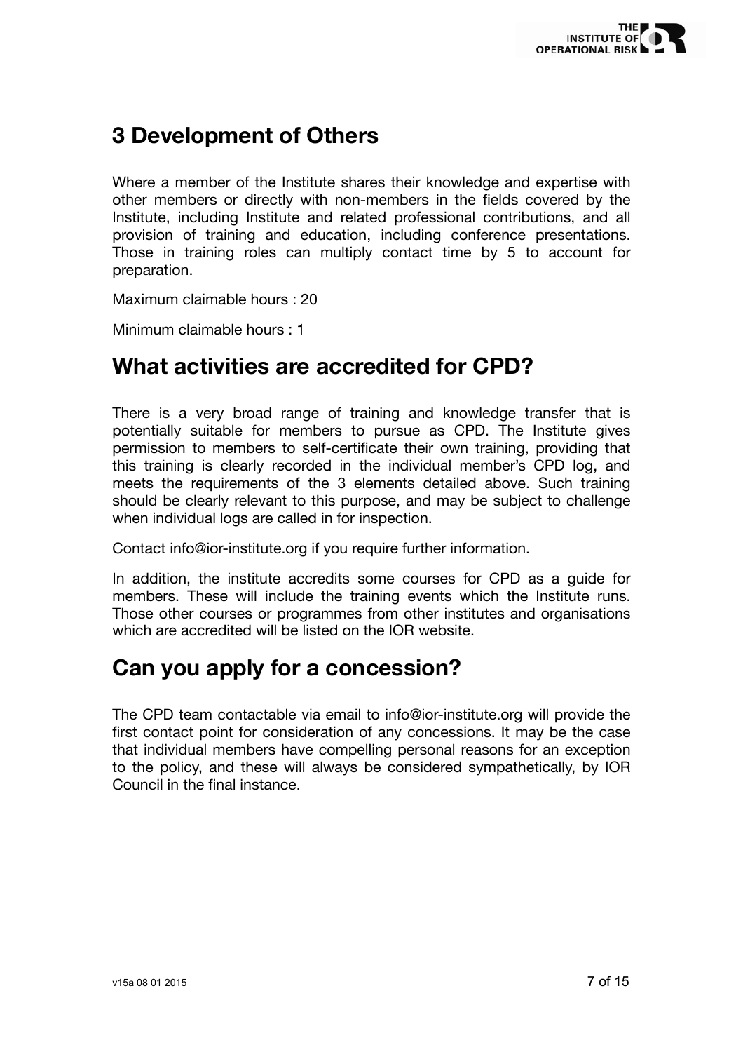## 3 Development of Others

Where a member of the Institute shares their knowledge and expertise with other members or directly with non-members in the fields covered by the Institute, including Institute and related professional contributions, and all provision of training and education, including conference presentations. Those in training roles can multiply contact time by 5 to account for preparation.

Maximum claimable hours : 20

Minimum claimable hours : 1

# What activities are accredited for CPD?

There is a very broad range of training and knowledge transfer that is potentially suitable for members to pursue as CPD. The Institute gives permission to members to self-certificate their own training, providing that this training is clearly recorded in the individual member's CPD log, and meets the requirements of the 3 elements detailed above. Such training should be clearly relevant to this purpose, and may be subject to challenge when individual logs are called in for inspection.

Contact info@ior-institute.org if you require further information.

In addition, the institute accredits some courses for CPD as a guide for members. These will include the training events which the Institute runs. Those other courses or programmes from other institutes and organisations which are accredited will be listed on the IOR website.

# Can you apply for a concession?

The CPD team contactable via email to info@ior-institute.org will provide the first contact point for consideration of any concessions. It may be the case that individual members have compelling personal reasons for an exception to the policy, and these will always be considered sympathetically, by IOR Council in the final instance.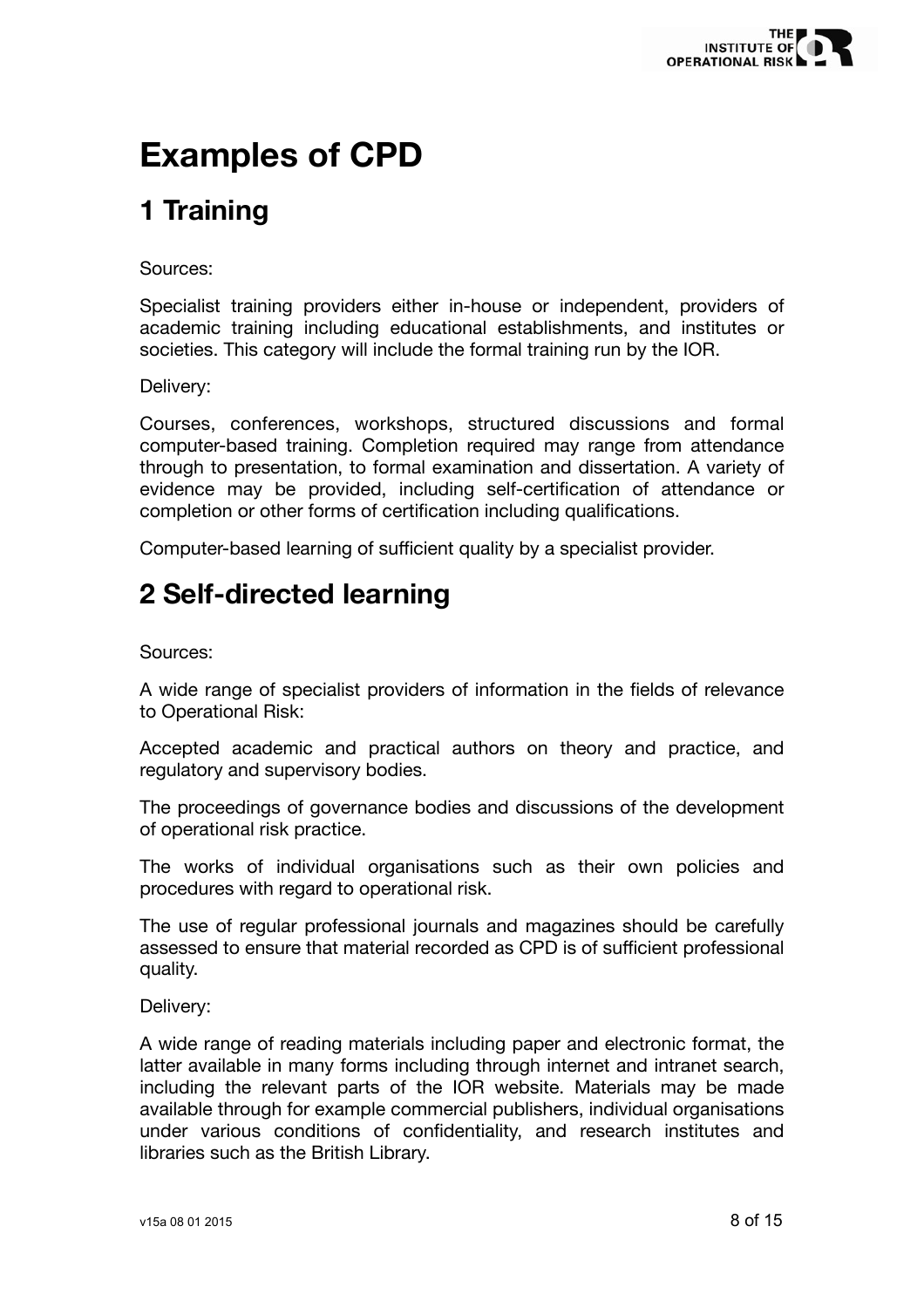# Examples of CPD

## 1 Training

Sources:

Specialist training providers either in-house or independent, providers of academic training including educational establishments, and institutes or societies. This category will include the formal training run by the IOR.

Delivery:

Courses, conferences, workshops, structured discussions and formal computer-based training. Completion required may range from attendance through to presentation, to formal examination and dissertation. A variety of evidence may be provided, including self-certification of attendance or completion or other forms of certification including qualifications.

Computer-based learning of sufficient quality by a specialist provider.

## 2 Self-directed learning

Sources:

A wide range of specialist providers of information in the fields of relevance to Operational Risk:

Accepted academic and practical authors on theory and practice, and regulatory and supervisory bodies.

The proceedings of governance bodies and discussions of the development of operational risk practice.

The works of individual organisations such as their own policies and procedures with regard to operational risk.

The use of regular professional journals and magazines should be carefully assessed to ensure that material recorded as CPD is of sufficient professional quality.

Delivery:

A wide range of reading materials including paper and electronic format, the latter available in many forms including through internet and intranet search, including the relevant parts of the IOR website. Materials may be made available through for example commercial publishers, individual organisations under various conditions of confidentiality, and research institutes and libraries such as the British Library.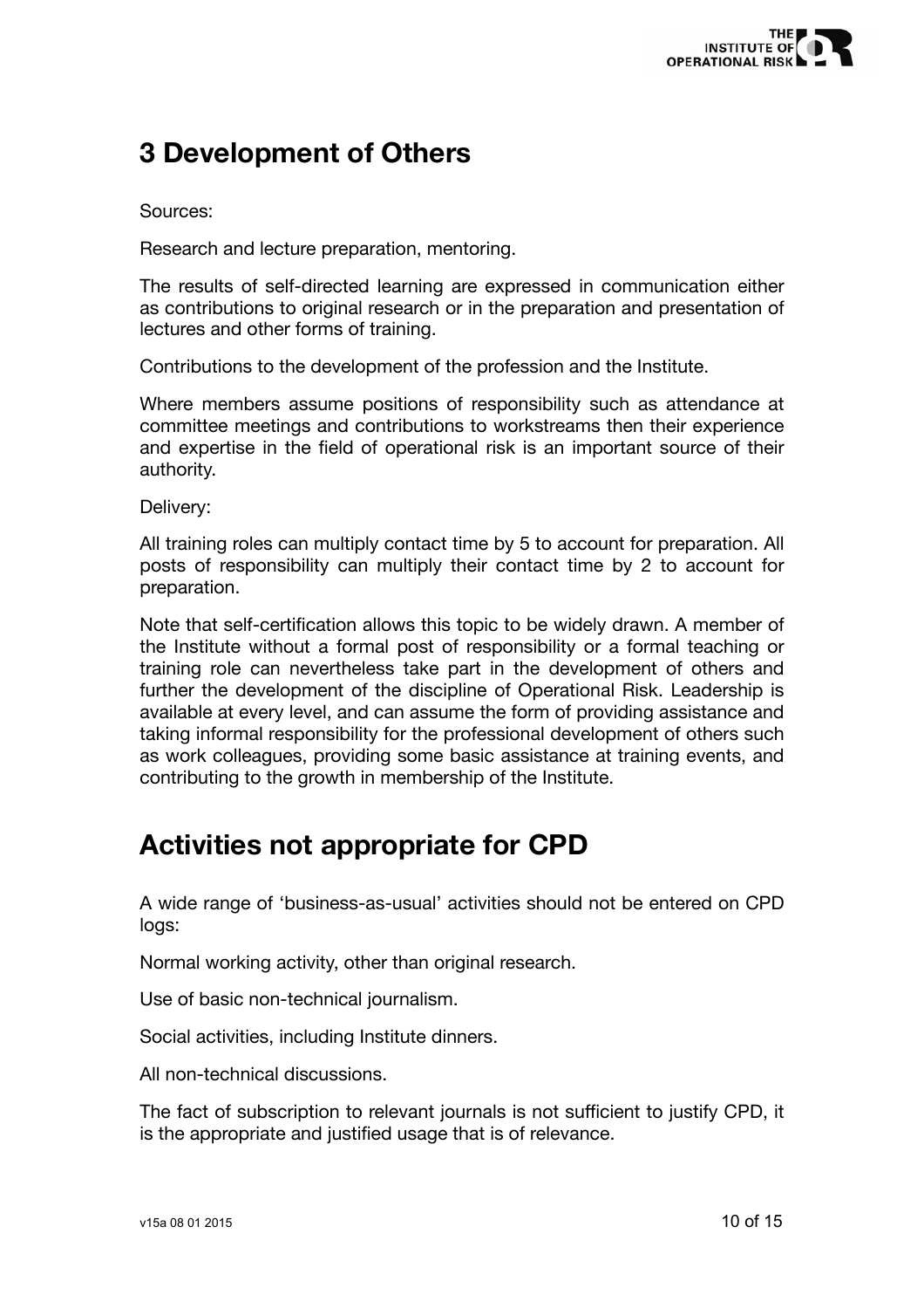## 3 Development of Others

Sources:

Research and lecture preparation, mentoring.

The results of self-directed learning are expressed in communication either as contributions to original research or in the preparation and presentation of lectures and other forms of training.

Contributions to the development of the profession and the Institute.

Where members assume positions of responsibility such as attendance at committee meetings and contributions to workstreams then their experience and expertise in the field of operational risk is an important source of their authority.

Delivery:

All training roles can multiply contact time by 5 to account for preparation. All posts of responsibility can multiply their contact time by 2 to account for preparation.

Note that self-certification allows this topic to be widely drawn. A member of the Institute without a formal post of responsibility or a formal teaching or training role can nevertheless take part in the development of others and further the development of the discipline of Operational Risk. Leadership is available at every level, and can assume the form of providing assistance and taking informal responsibility for the professional development of others such as work colleagues, providing some basic assistance at training events, and contributing to the growth in membership of the Institute.

## Activities not appropriate for CPD

A wide range of 'business-as-usual' activities should not be entered on CPD logs:

Normal working activity, other than original research.

Use of basic non-technical journalism.

Social activities, including Institute dinners.

All non-technical discussions.

The fact of subscription to relevant journals is not sufficient to justify CPD, it is the appropriate and justified usage that is of relevance.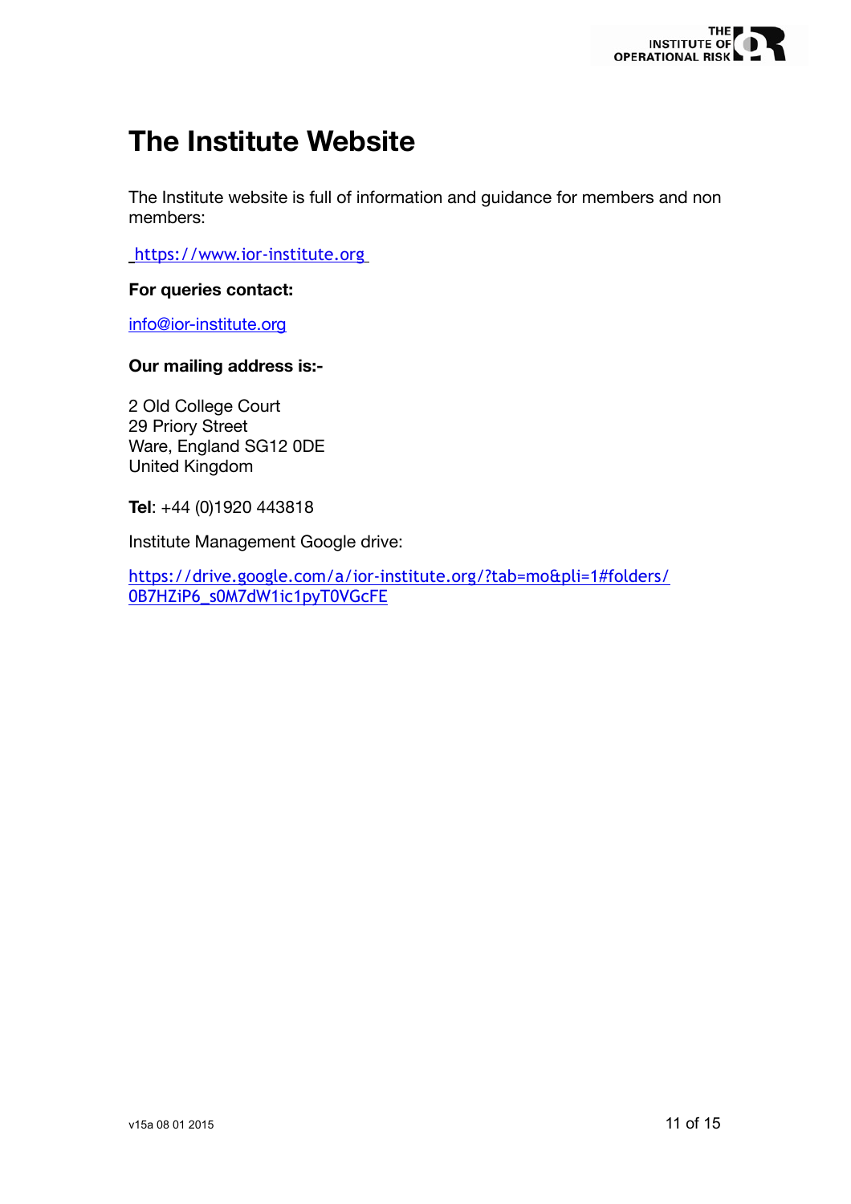# The Institute Website

The Institute website is full of information and guidance for members and non members:

https://www.ior-institute.org

**For queries contact:**

info@ior-institute.org

**Our mailing address is:-**

2 Old College Court
29 Priory Street
Ware, England SG12 0DE
United Kingdom

**Tel**: +44 (0)1920 443818

Institute Management Google drive:

https://drive.google.com/a/ior-institute.org/?tab=mo&pli=1#folders/0B7HZiP6_s0M7dW1ic1pyT0VGcFE

v15a 08 01 2015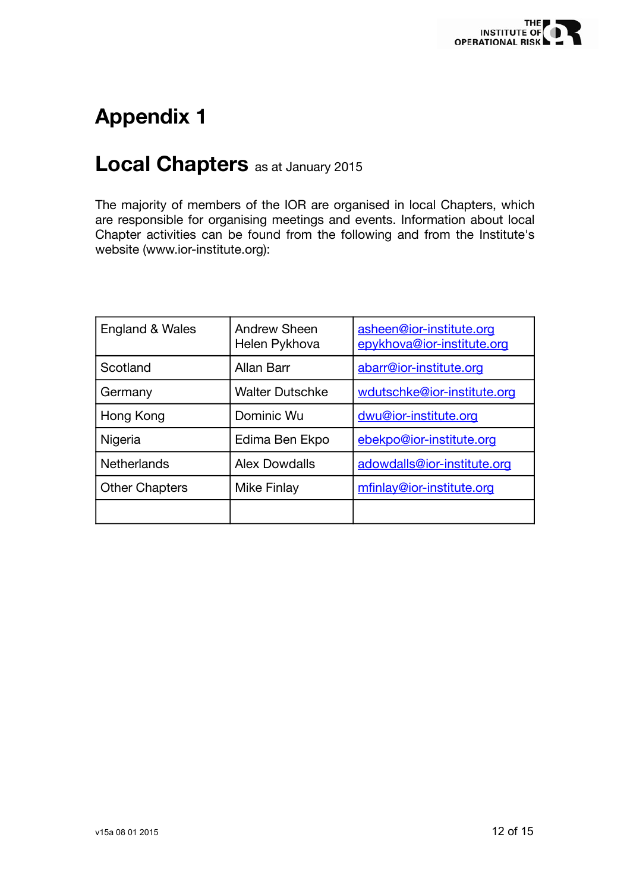# Appendix 1

## Local Chapters as at January 2015

The majority of members of the IOR are organised in local Chapters, which are responsible for organising meetings and events. Information about local Chapter activities can be found from the following and from the Institute's website (www.ior-institute.org):

| | | |
|---|---|---|
| England & Wales | Andrew Sheen<br>Helen Pykhova | asheen@ior-institute.org<br>epykhova@ior-institute.org |
| Scotland | Allan Barr | abarr@ior-institute.org |
| Germany | Walter Dutschke | wdutschke@ior-institute.org |
| Hong Kong | Dominic Wu | dwu@ior-institute.org |
| Nigeria | Edima Ben Ekpo | ebekpo@ior-institute.org |
| Netherlands | Alex Dowdalls | adowdalls@ior-institute.org |
| Other Chapters | Mike Finlay | mfinlay@ior-institute.org |
| | | |

v15a 08 01 2015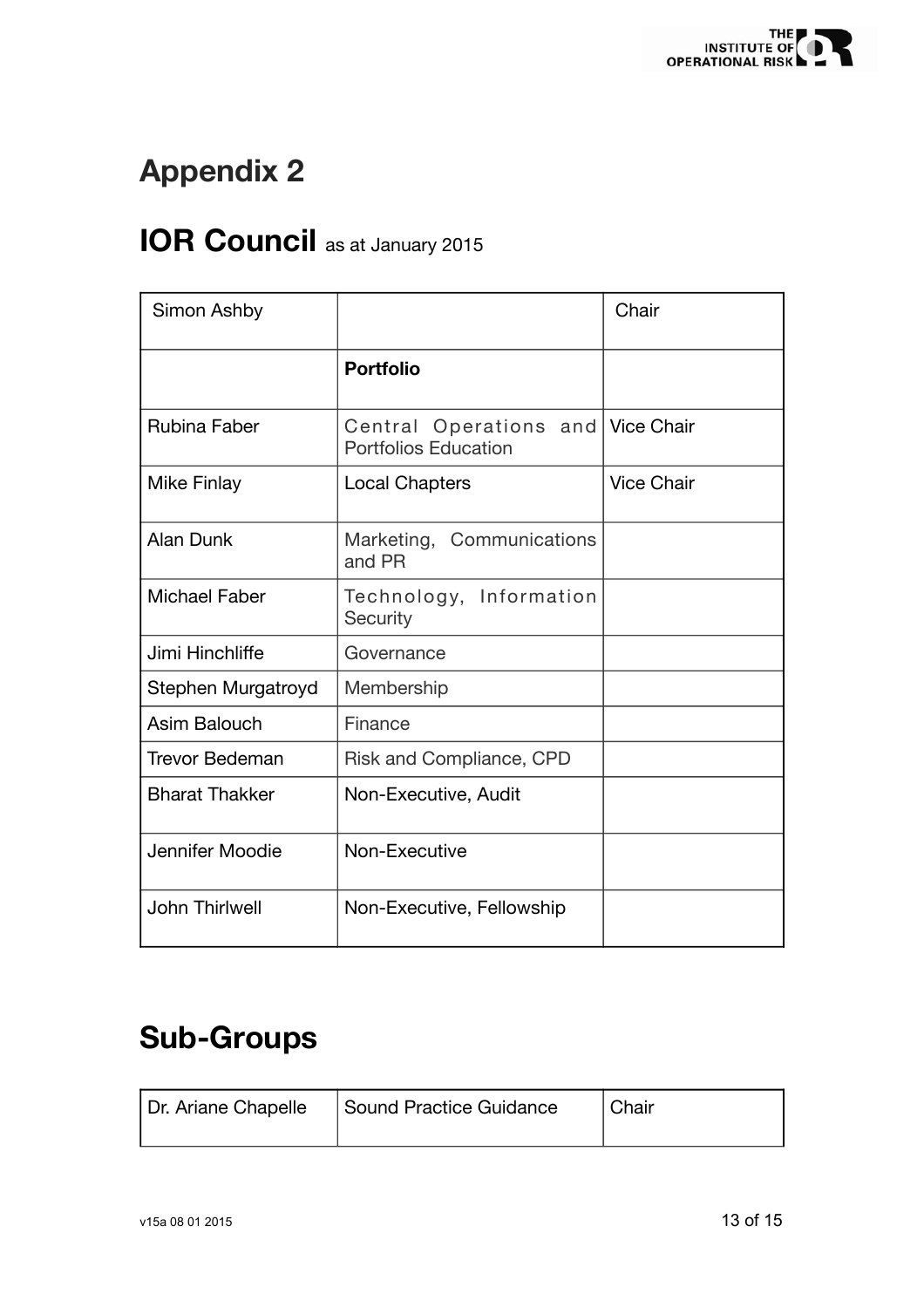# Appendix 2

## IOR Council as at January 2015

| Simon Ashby | | Chair |
|---|---|---|
| | **Portfolio** | |
| Rubina Faber | Central Operations and Portfolios Education | Vice Chair |
| Mike Finlay | Local Chapters | Vice Chair |
| Alan Dunk | Marketing, Communications and PR | |
| Michael Faber | Technology, Information Security | |
| Jimi Hinchliffe | Governance | |
| Stephen Murgatroyd | Membership | |
| Asim Balouch | Finance | |
| Trevor Bedeman | Risk and Compliance, CPD | |
| Bharat Thakker | Non-Executive, Audit | |
| Jennifer Moodie | Non-Executive | |
| John Thirlwell | Non-Executive, Fellowship | |

## Sub-Groups

| Dr. Ariane Chapelle | Sound Practice Guidance | Chair |
|---|---|---|

v15a 08 01 2015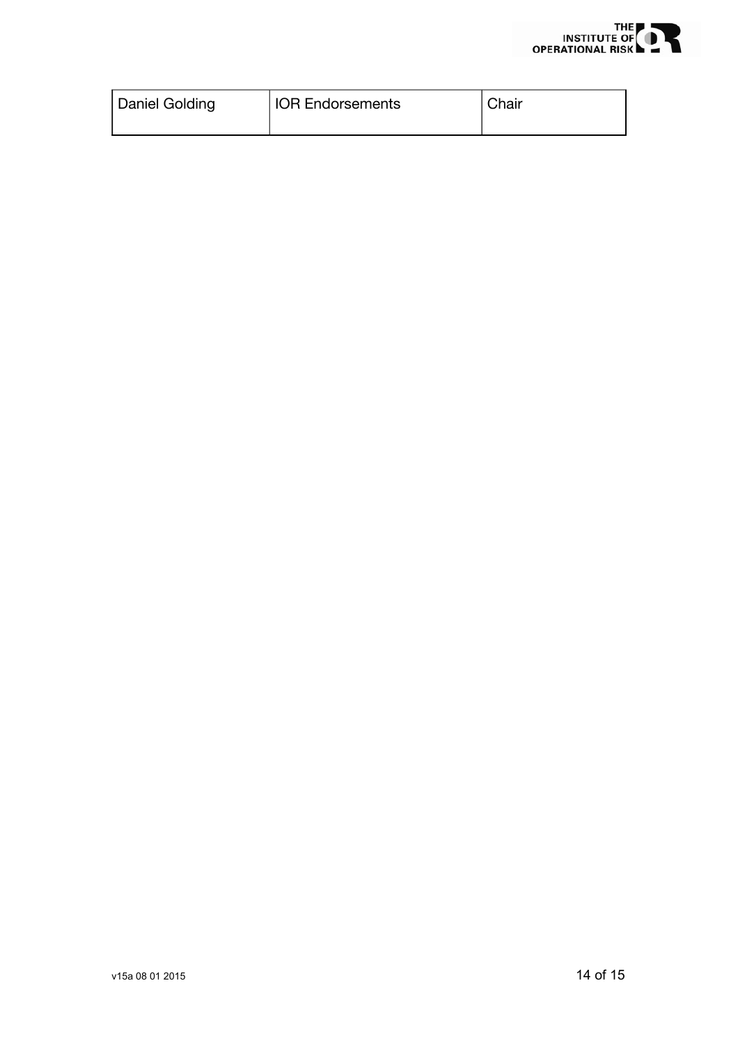| Daniel Golding | IOR Endorsements | Chair |
|---|---|---|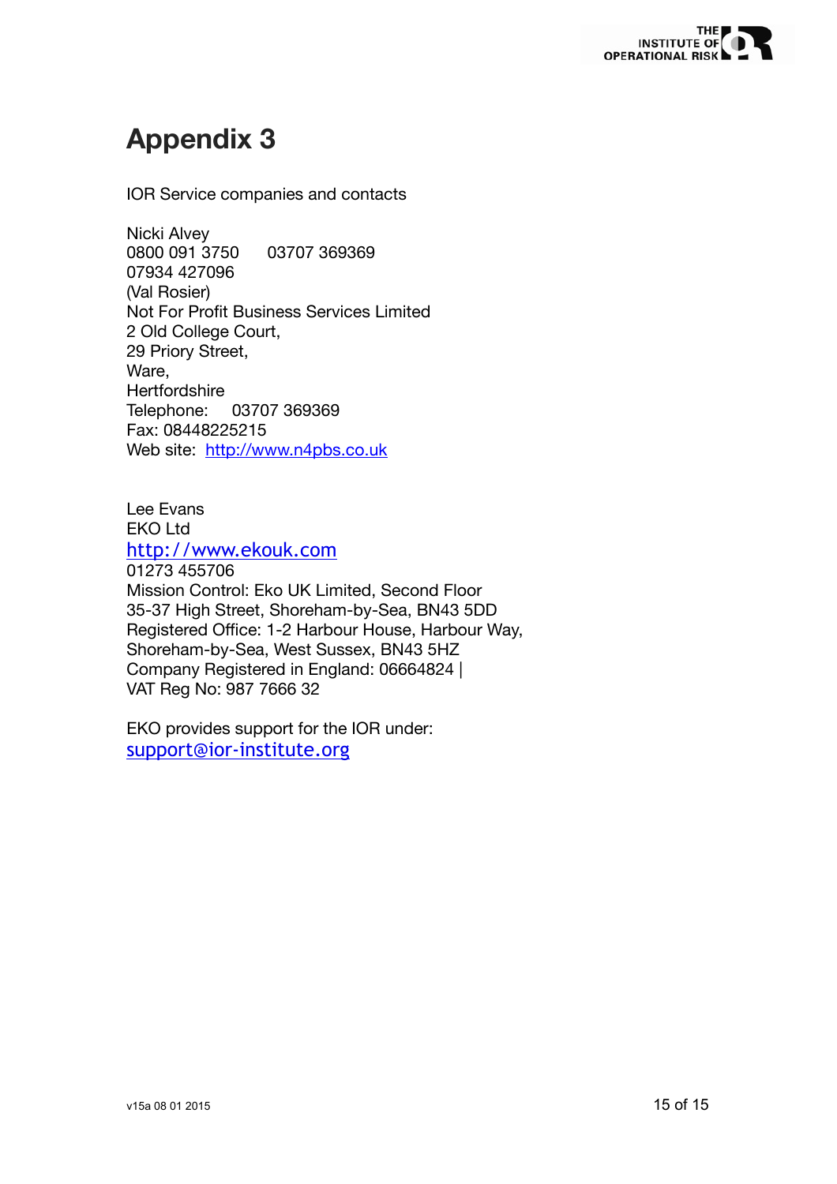# Appendix 3

IOR Service companies and contacts

Nicki Alvey  
0800 091 3750 03707 369369  
07934 427096  
(Val Rosier)  
Not For Profit Business Services Limited  
2 Old College Court,  
29 Priory Street,  
Ware,  
Hertfordshire  
Telephone: 03707 369369  
Fax: 08448225215  
Web site: http://www.n4pbs.co.uk

Lee Evans  
EKO Ltd  
http://www.ekouk.com  
01273 455706  
Mission Control: Eko UK Limited, Second Floor  
35-37 High Street, Shoreham-by-Sea, BN43 5DD  
Registered Office: 1-2 Harbour House, Harbour Way,  
Shoreham-by-Sea, West Sussex, BN43 5HZ  
Company Registered in England: 06664824 |  
VAT Reg No: 987 7666 32

EKO provides support for the IOR under:  
support@ior-institute.org